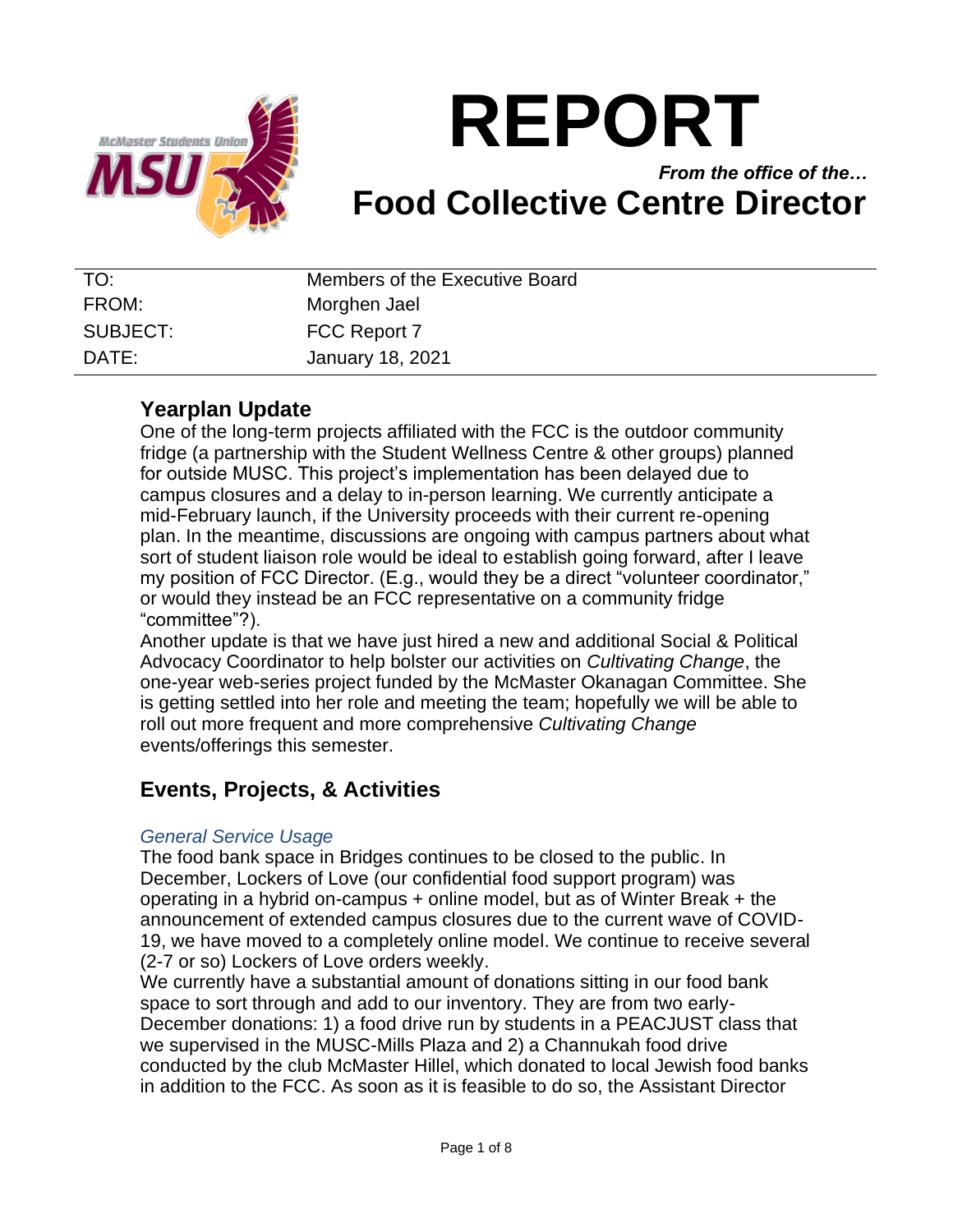# REPORT

*From the office of the…*

## Food Collective Centre Director

| | |
|---|---|
| TO: | Members of the Executive Board |
| FROM: | Morghen Jael |
| SUBJECT: | FCC Report 7 |
| DATE: | January 18, 2021 |

## Yearplan Update

One of the long-term projects affiliated with the FCC is the outdoor community fridge (a partnership with the Student Wellness Centre & other groups) planned for outside MUSC. This project's implementation has been delayed due to campus closures and a delay to in-person learning. We currently anticipate a mid-February launch, if the University proceeds with their current re-opening plan. In the meantime, discussions are ongoing with campus partners about what sort of student liaison role would be ideal to establish going forward, after I leave my position of FCC Director. (E.g., would they be a direct "volunteer coordinator," or would they instead be an FCC representative on a community fridge "committee"?).

Another update is that we have just hired a new and additional Social & Political Advocacy Coordinator to help bolster our activities on *Cultivating Change*, the one-year web-series project funded by the McMaster Okanagan Committee. She is getting settled into her role and meeting the team; hopefully we will be able to roll out more frequent and more comprehensive *Cultivating Change* events/offerings this semester.

## Events, Projects, & Activities

### *General Service Usage*

The food bank space in Bridges continues to be closed to the public. In December, Lockers of Love (our confidential food support program) was operating in a hybrid on-campus + online model, but as of Winter Break + the announcement of extended campus closures due to the current wave of COVID-19, we have moved to a completely online model. We continue to receive several (2-7 or so) Lockers of Love orders weekly.

We currently have a substantial amount of donations sitting in our food bank space to sort through and add to our inventory. They are from two early-December donations: 1) a food drive run by students in a PEACJUST class that we supervised in the MUSC-Mills Plaza and 2) a Channukah food drive conducted by the club McMaster Hillel, which donated to local Jewish food banks in addition to the FCC. As soon as it is feasible to do so, the Assistant Director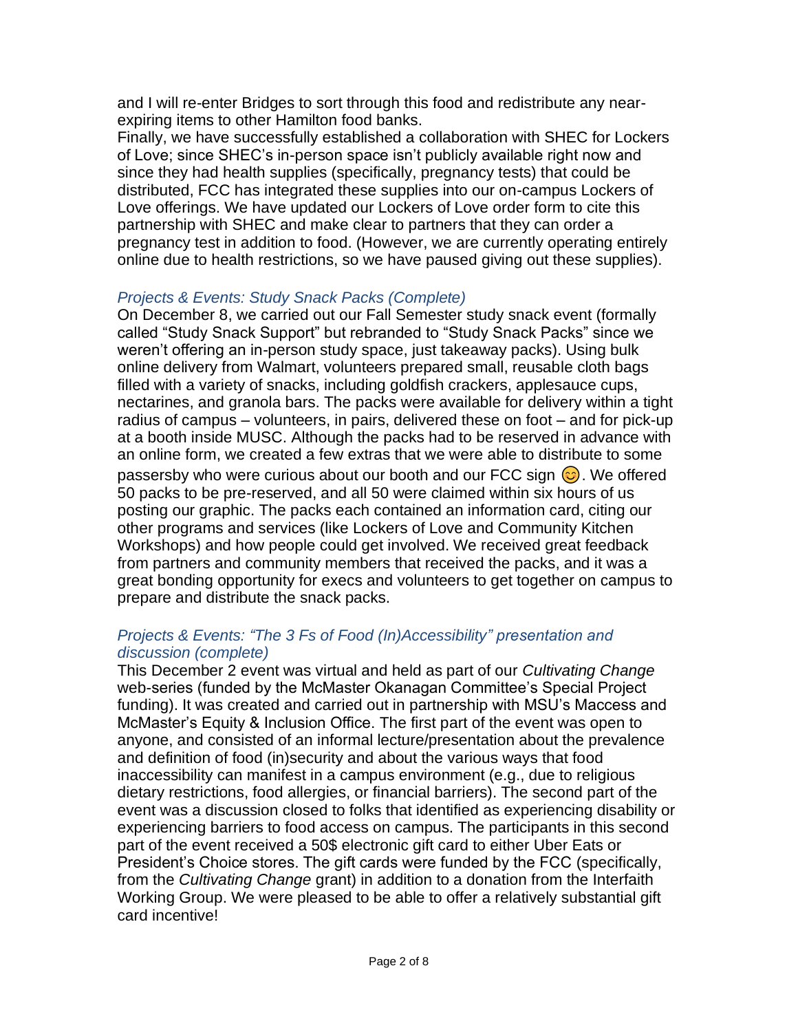and I will re-enter Bridges to sort through this food and redistribute any near-expiring items to other Hamilton food banks.

Finally, we have successfully established a collaboration with SHEC for Lockers of Love; since SHEC's in-person space isn't publicly available right now and since they had health supplies (specifically, pregnancy tests) that could be distributed, FCC has integrated these supplies into our on-campus Lockers of Love offerings. We have updated our Lockers of Love order form to cite this partnership with SHEC and make clear to partners that they can order a pregnancy test in addition to food. (However, we are currently operating entirely online due to health restrictions, so we have paused giving out these supplies).

### *Projects & Events: Study Snack Packs (Complete)*

On December 8, we carried out our Fall Semester study snack event (formally called "Study Snack Support" but rebranded to "Study Snack Packs" since we weren't offering an in-person study space, just takeaway packs). Using bulk online delivery from Walmart, volunteers prepared small, reusable cloth bags filled with a variety of snacks, including goldfish crackers, applesauce cups, nectarines, and granola bars. The packs were available for delivery within a tight radius of campus – volunteers, in pairs, delivered these on foot – and for pick-up at a booth inside MUSC. Although the packs had to be reserved in advance with an online form, we created a few extras that we were able to distribute to some passersby who were curious about our booth and our FCC sign 😊. We offered 50 packs to be pre-reserved, and all 50 were claimed within six hours of us posting our graphic. The packs each contained an information card, citing our other programs and services (like Lockers of Love and Community Kitchen Workshops) and how people could get involved. We received great feedback from partners and community members that received the packs, and it was a great bonding opportunity for execs and volunteers to get together on campus to prepare and distribute the snack packs.

### *Projects & Events: "The 3 Fs of Food (In)Accessibility" presentation and discussion (complete)*

This December 2 event was virtual and held as part of our *Cultivating Change* web-series (funded by the McMaster Okanagan Committee's Special Project funding). It was created and carried out in partnership with MSU's Maccess and McMaster's Equity & Inclusion Office. The first part of the event was open to anyone, and consisted of an informal lecture/presentation about the prevalence and definition of food (in)security and about the various ways that food inaccessibility can manifest in a campus environment (e.g., due to religious dietary restrictions, food allergies, or financial barriers). The second part of the event was a discussion closed to folks that identified as experiencing disability or experiencing barriers to food access on campus. The participants in this second part of the event received a 50$ electronic gift card to either Uber Eats or President's Choice stores. The gift cards were funded by the FCC (specifically, from the *Cultivating Change* grant) in addition to a donation from the Interfaith Working Group. We were pleased to be able to offer a relatively substantial gift card incentive!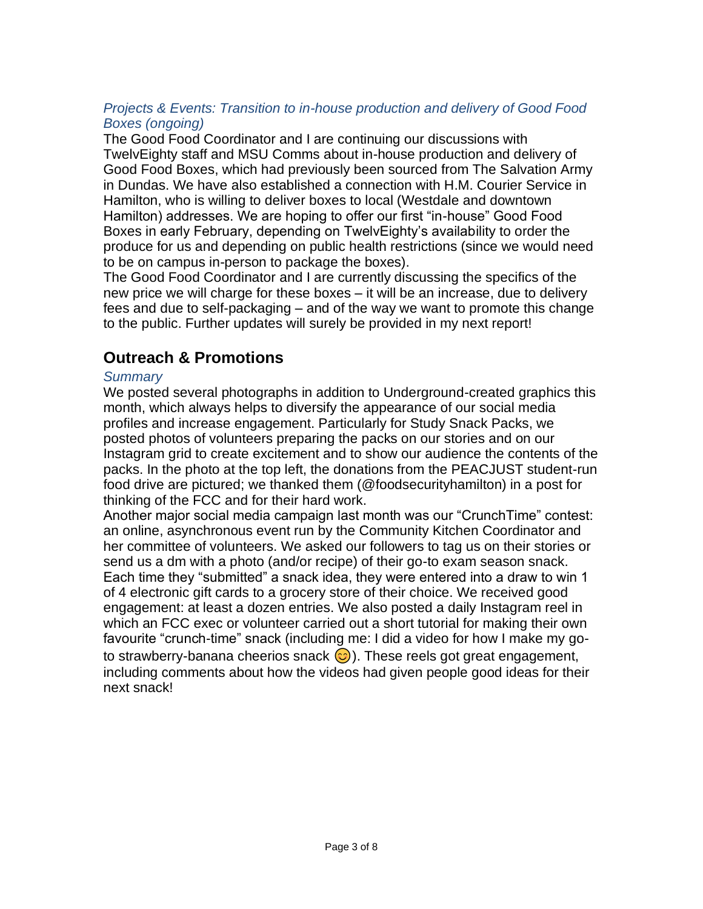*Projects & Events: Transition to in-house production and delivery of Good Food Boxes (ongoing)*

The Good Food Coordinator and I are continuing our discussions with TwelvEighty staff and MSU Comms about in-house production and delivery of Good Food Boxes, which had previously been sourced from The Salvation Army in Dundas. We have also established a connection with H.M. Courier Service in Hamilton, who is willing to deliver boxes to local (Westdale and downtown Hamilton) addresses. We are hoping to offer our first "in-house" Good Food Boxes in early February, depending on TwelvEighty's availability to order the produce for us and depending on public health restrictions (since we would need to be on campus in-person to package the boxes).

The Good Food Coordinator and I are currently discussing the specifics of the new price we will charge for these boxes – it will be an increase, due to delivery fees and due to self-packaging – and of the way we want to promote this change to the public. Further updates will surely be provided in my next report!

## Outreach & Promotions

*Summary*

We posted several photographs in addition to Underground-created graphics this month, which always helps to diversify the appearance of our social media profiles and increase engagement. Particularly for Study Snack Packs, we posted photos of volunteers preparing the packs on our stories and on our Instagram grid to create excitement and to show our audience the contents of the packs. In the photo at the top left, the donations from the PEACJUST student-run food drive are pictured; we thanked them (@foodsecurityhamilton) in a post for thinking of the FCC and for their hard work.

Another major social media campaign last month was our "CrunchTime" contest: an online, asynchronous event run by the Community Kitchen Coordinator and her committee of volunteers. We asked our followers to tag us on their stories or send us a dm with a photo (and/or recipe) of their go-to exam season snack. Each time they "submitted" a snack idea, they were entered into a draw to win 1 of 4 electronic gift cards to a grocery store of their choice. We received good engagement: at least a dozen entries. We also posted a daily Instagram reel in which an FCC exec or volunteer carried out a short tutorial for making their own favourite "crunch-time" snack (including me: I did a video for how I make my go-to strawberry-banana cheerios snack 😊). These reels got great engagement, including comments about how the videos had given people good ideas for their next snack!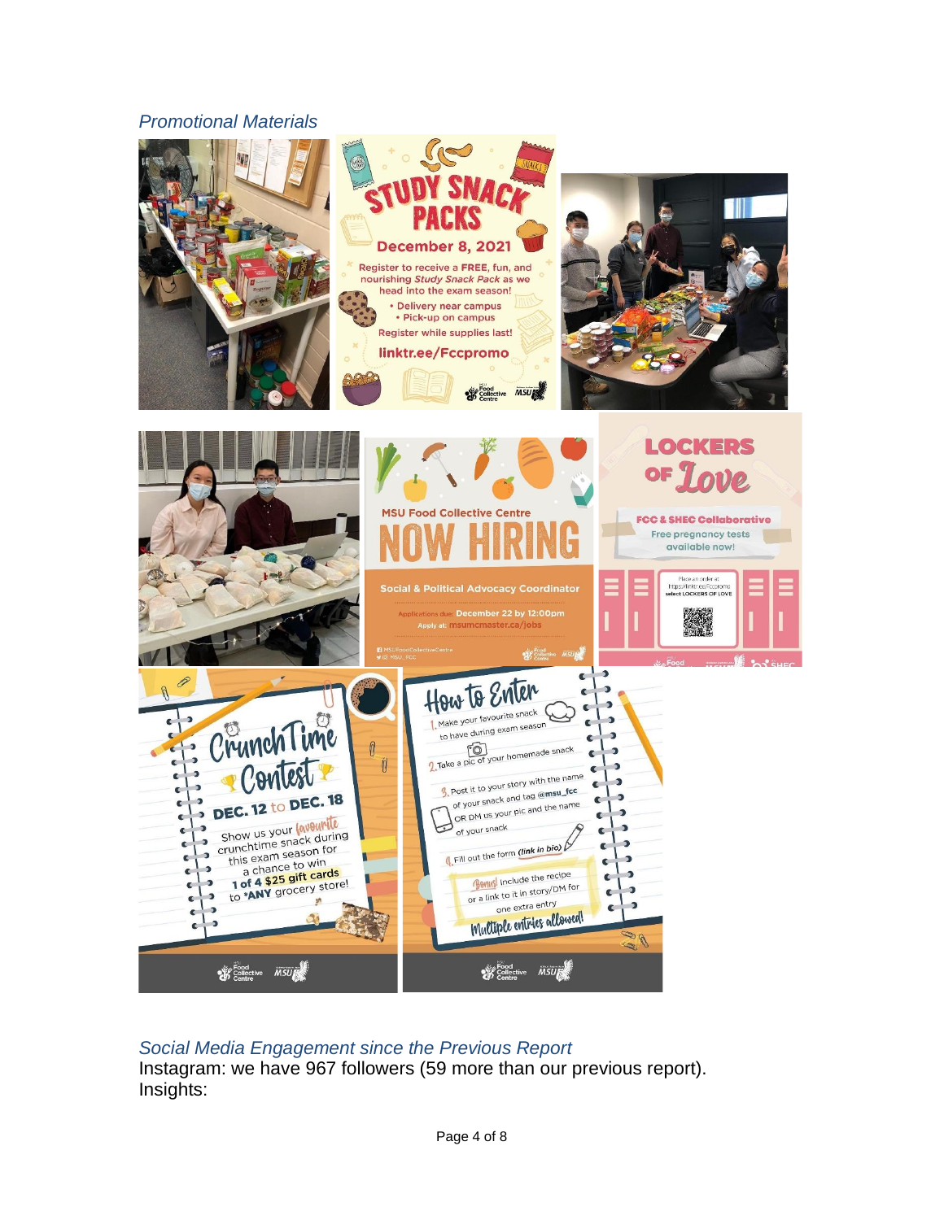*Promotional Materials*

*Social Media Engagement since the Previous Report*

Instagram: we have 967 followers (59 more than our previous report).

Insights: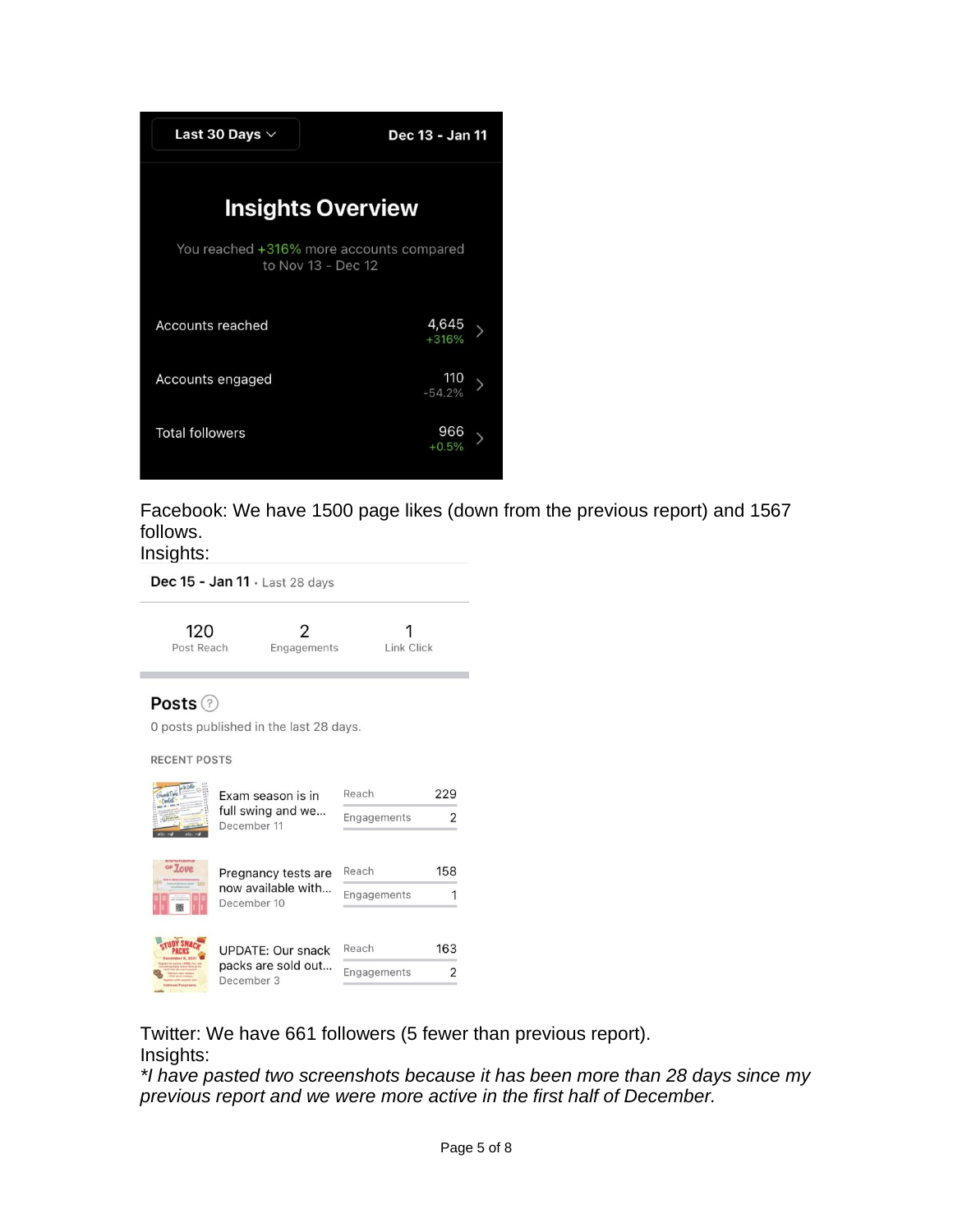Last 30 Days | Dec 13 - Jan 11

**Insights Overview**

You reached +316% more accounts compared to Nov 13 - Dec 12

| | |
|---|---|
| Accounts reached | 4,645 (+316%) |
| Accounts engaged | 110 (-54.2%) |
| Total followers | 966 (+0.5%) |

Facebook: We have 1500 page likes (down from the previous report) and 1567 follows.

Insights:

**Dec 15 - Jan 11** · Last 28 days

| Post Reach | Engagements | Link Click |
|---|---|---|
| 120 | 2 | 1 |

**Posts**

0 posts published in the last 28 days.

RECENT POSTS

| Post | Date | Reach | Engagements |
|---|---|---|---|
| Exam season is in full swing and we... | December 11 | 229 | 2 |
| Pregnancy tests are now available with... | December 10 | 158 | 1 |
| UPDATE: Our snack packs are sold out... | December 3 | 163 | 2 |

Twitter: We have 661 followers (5 fewer than previous report).

Insights:

*\*I have pasted two screenshots because it has been more than 28 days since my previous report and we were more active in the first half of December.*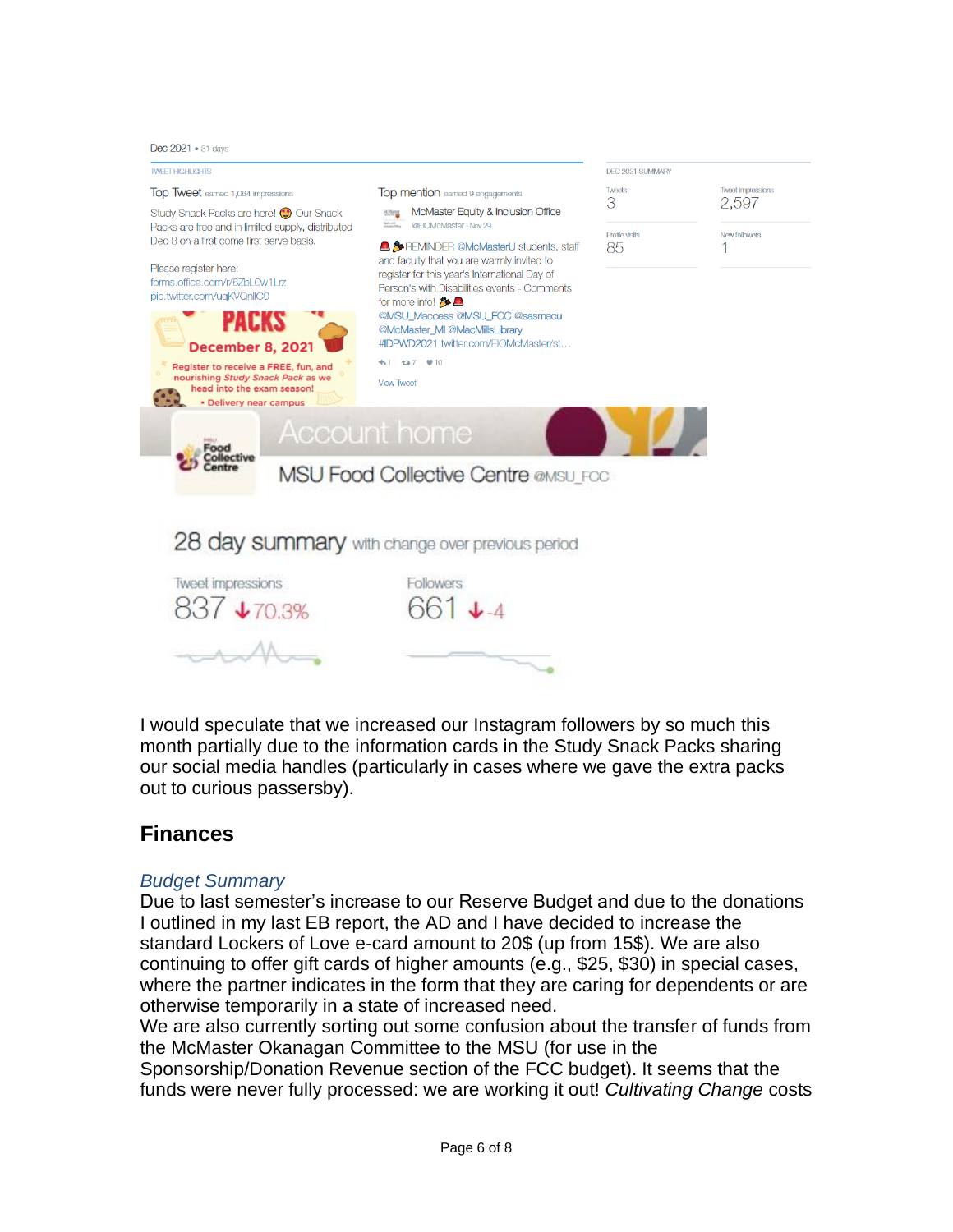Dec 2021 • 31 days

TWEET HIGHLIGHTS

Top Tweet earned 1,064 impressions

Study Snack Packs are here! 😃 Our Snack Packs are free and in limited supply, distributed Dec 8 on a first come first serve basis.

Please register here: forms.office.com/r/6ZbLOw1Lrz pic.twitter.com/uqKVQnlICO

PACKS December 8, 2021

Register to receive a FREE, fun, and nourishing *Study Snack Pack* as we head into the exam season!

• Delivery near campus

Top mention earned 9 engagements

McMaster Equity & Inclusion Office @EIOMcMaster · Nov 29

REMINDER @McMasterU students, staff and faculty that you are warmly invited to register for this year's International Day of Person's with Disabilities events - Comments for more info! @MSU_Maccess @MSU_FCC @sasmacu @McMaster_MI @MacMillsLibrary #IDPWD2021 twitter.com/EIOMcMaster/st…

1 7 10

View Tweet

DEC 2021 SUMMARY

| Tweets | Tweet impressions |
|---|---|
| 3 | 2,597 |
| **Profile visits** | **New followers** |
| 85 | 1 |

Account home

MSU Food Collective Centre @MSU_FCC

28 day summary with change over previous period

| Tweet impressions | Followers |
|---|---|
| 837 ↓70.3% | 661 ↓-4 |

I would speculate that we increased our Instagram followers by so much this month partially due to the information cards in the Study Snack Packs sharing our social media handles (particularly in cases where we gave the extra packs out to curious passersby).

## Finances

### *Budget Summary*

Due to last semester's increase to our Reserve Budget and due to the donations I outlined in my last EB report, the AD and I have decided to increase the standard Lockers of Love e-card amount to 20$ (up from 15$). We are also continuing to offer gift cards of higher amounts (e.g., $25, $30) in special cases, where the partner indicates in the form that they are caring for dependents or are otherwise temporarily in a state of increased need.

We are also currently sorting out some confusion about the transfer of funds from the McMaster Okanagan Committee to the MSU (for use in the Sponsorship/Donation Revenue section of the FCC budget). It seems that the funds were never fully processed: we are working it out! *Cultivating Change* costs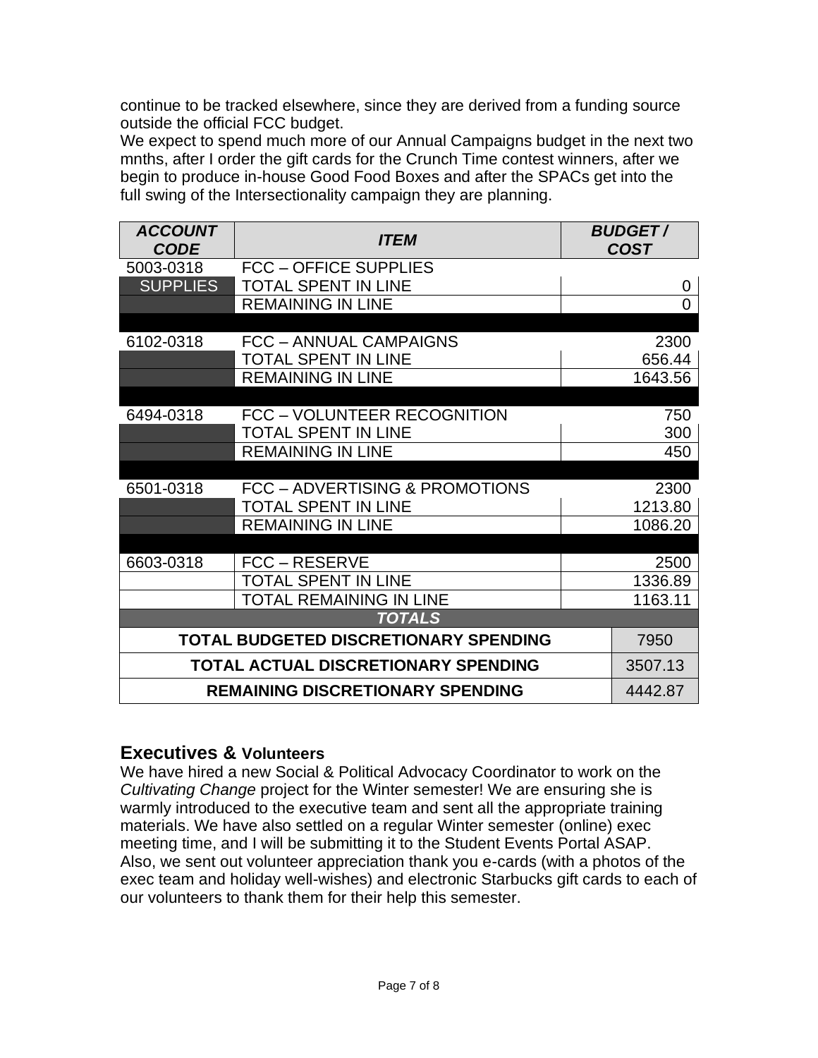continue to be tracked elsewhere, since they are derived from a funding source outside the official FCC budget.
We expect to spend much more of our Annual Campaigns budget in the next two mnths, after I order the gift cards for the Crunch Time contest winners, after we begin to produce in-house Good Food Boxes and after the SPACs get into the full swing of the Intersectionality campaign they are planning.

| ***ACCOUNT CODE*** | ***ITEM*** | ***BUDGET / COST*** |
|---|---|---|
| 5003-0318 | FCC – OFFICE SUPPLIES | |
| SUPPLIES | TOTAL SPENT IN LINE | 0 |
| | REMAINING IN LINE | 0 |
| | | |
| 6102-0318 | FCC – ANNUAL CAMPAIGNS | 2300 |
| | TOTAL SPENT IN LINE | 656.44 |
| | REMAINING IN LINE | 1643.56 |
| | | |
| 6494-0318 | FCC – VOLUNTEER RECOGNITION | 750 |
| | TOTAL SPENT IN LINE | 300 |
| | REMAINING IN LINE | 450 |
| | | |
| 6501-0318 | FCC – ADVERTISING & PROMOTIONS | 2300 |
| | TOTAL SPENT IN LINE | 1213.80 |
| | REMAINING IN LINE | 1086.20 |
| | | |
| 6603-0318 | FCC – RESERVE | 2500 |
| | TOTAL SPENT IN LINE | 1336.89 |
| | TOTAL REMAINING IN LINE | 1163.11 |
| ***TOTALS*** | | |
| **TOTAL BUDGETED DISCRETIONARY SPENDING** | | 7950 |
| **TOTAL ACTUAL DISCRETIONARY SPENDING** | | 3507.13 |
| **REMAINING DISCRETIONARY SPENDING** | | 4442.87 |

## Executives & Volunteers

We have hired a new Social & Political Advocacy Coordinator to work on the *Cultivating Change* project for the Winter semester! We are ensuring she is warmly introduced to the executive team and sent all the appropriate training materials. We have also settled on a regular Winter semester (online) exec meeting time, and I will be submitting it to the Student Events Portal ASAP.
Also, we sent out volunteer appreciation thank you e-cards (with a photos of the exec team and holiday well-wishes) and electronic Starbucks gift cards to each of our volunteers to thank them for their help this semester.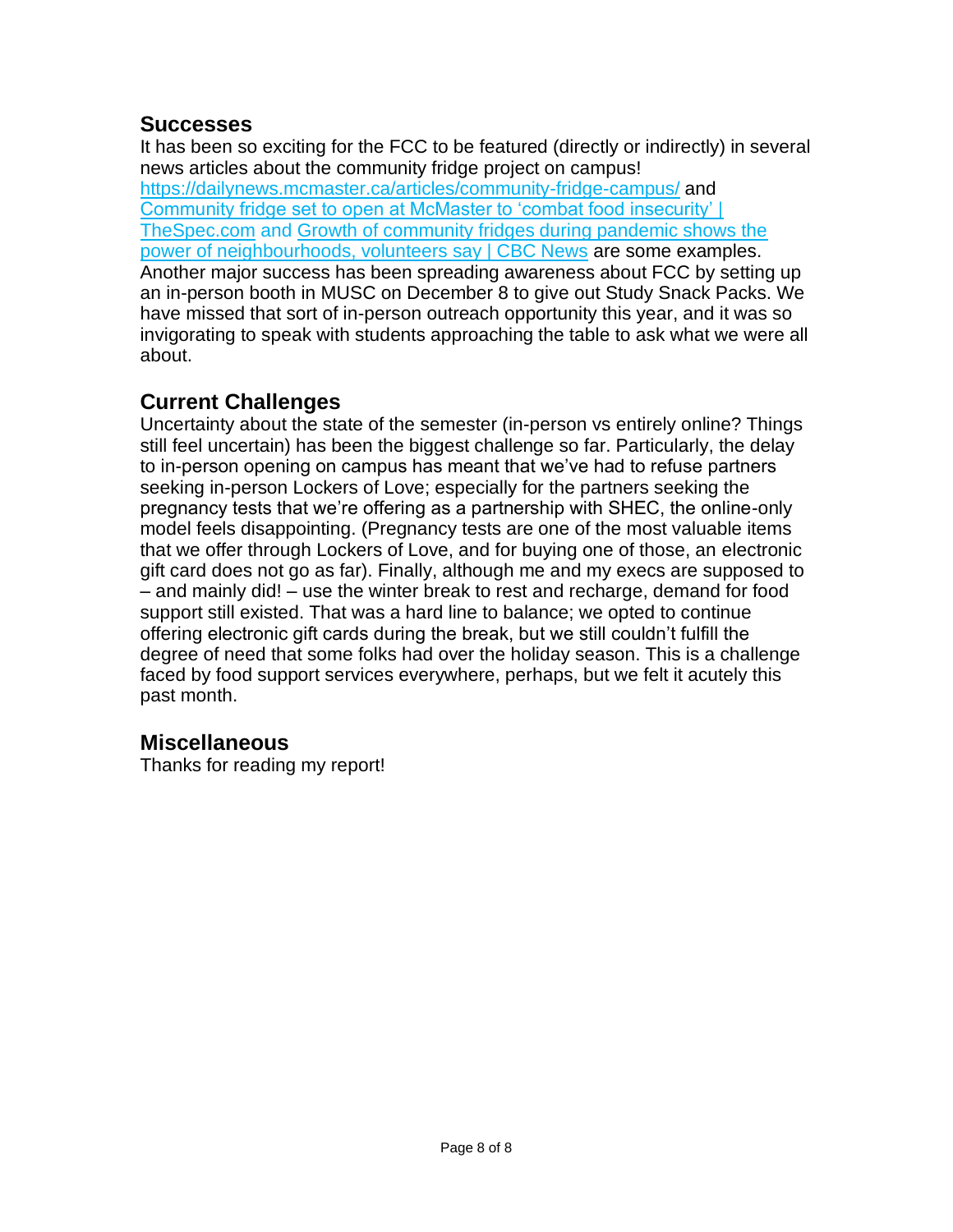## Successes

It has been so exciting for the FCC to be featured (directly or indirectly) in several news articles about the community fridge project on campus! https://dailynews.mcmaster.ca/articles/community-fridge-campus/ and Community fridge set to open at McMaster to 'combat food insecurity' | TheSpec.com and Growth of community fridges during pandemic shows the power of neighbourhoods, volunteers say | CBC News are some examples. Another major success has been spreading awareness about FCC by setting up an in-person booth in MUSC on December 8 to give out Study Snack Packs. We have missed that sort of in-person outreach opportunity this year, and it was so invigorating to speak with students approaching the table to ask what we were all about.

## Current Challenges

Uncertainty about the state of the semester (in-person vs entirely online? Things still feel uncertain) has been the biggest challenge so far. Particularly, the delay to in-person opening on campus has meant that we've had to refuse partners seeking in-person Lockers of Love; especially for the partners seeking the pregnancy tests that we're offering as a partnership with SHEC, the online-only model feels disappointing. (Pregnancy tests are one of the most valuable items that we offer through Lockers of Love, and for buying one of those, an electronic gift card does not go as far). Finally, although me and my execs are supposed to – and mainly did! – use the winter break to rest and recharge, demand for food support still existed. That was a hard line to balance; we opted to continue offering electronic gift cards during the break, but we still couldn't fulfill the degree of need that some folks had over the holiday season. This is a challenge faced by food support services everywhere, perhaps, but we felt it acutely this past month.

## Miscellaneous

Thanks for reading my report!